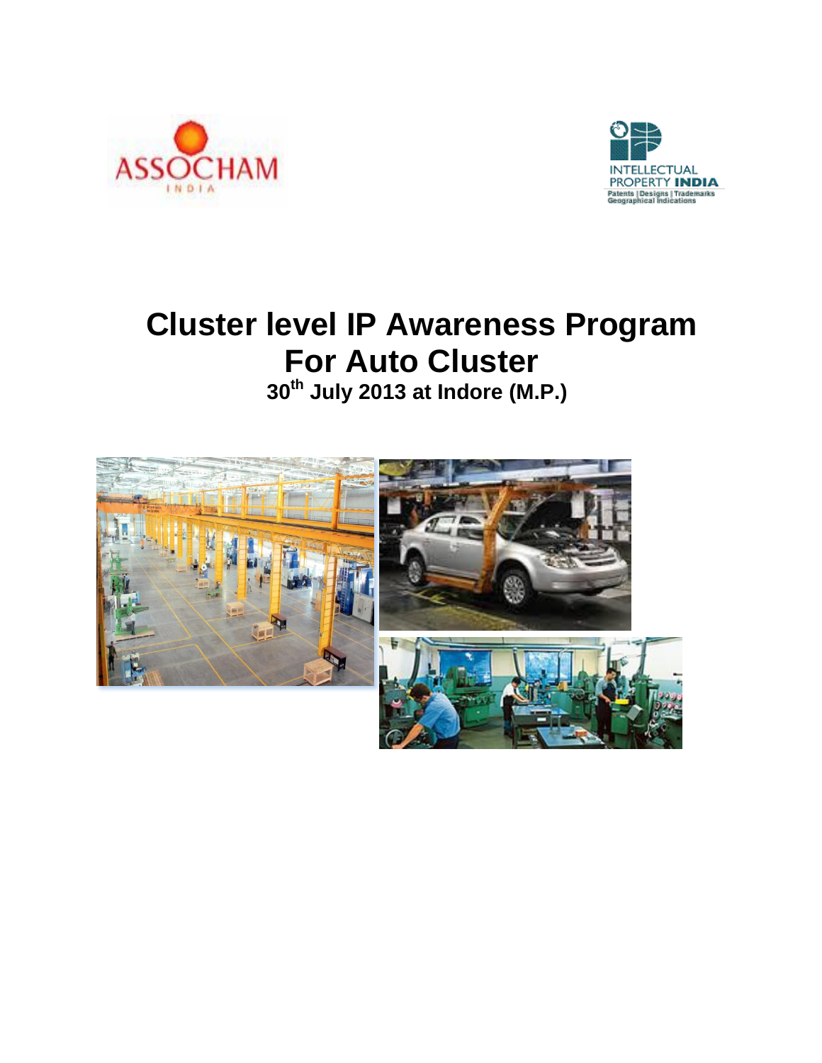# Cluster level IP Awareness Program For Auto Cluster

**30th July 2013 at Indore (M.P.)**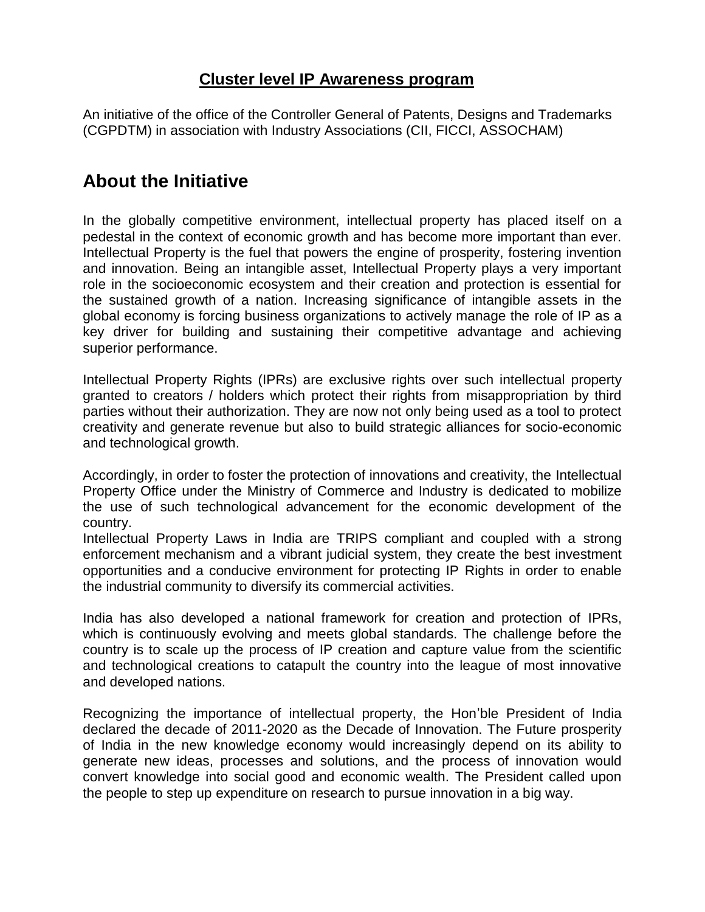**Cluster level IP Awareness program**

An initiative of the office of the Controller General of Patents, Designs and Trademarks (CGPDTM) in association with Industry Associations (CII, FICCI, ASSOCHAM)

## About the Initiative

In the globally competitive environment, intellectual property has placed itself on a pedestal in the context of economic growth and has become more important than ever. Intellectual Property is the fuel that powers the engine of prosperity, fostering invention and innovation. Being an intangible asset, Intellectual Property plays a very important role in the socioeconomic ecosystem and their creation and protection is essential for the sustained growth of a nation. Increasing significance of intangible assets in the global economy is forcing business organizations to actively manage the role of IP as a key driver for building and sustaining their competitive advantage and achieving superior performance.

Intellectual Property Rights (IPRs) are exclusive rights over such intellectual property granted to creators / holders which protect their rights from misappropriation by third parties without their authorization. They are now not only being used as a tool to protect creativity and generate revenue but also to build strategic alliances for socio-economic and technological growth.

Accordingly, in order to foster the protection of innovations and creativity, the Intellectual Property Office under the Ministry of Commerce and Industry is dedicated to mobilize the use of such technological advancement for the economic development of the country.
Intellectual Property Laws in India are TRIPS compliant and coupled with a strong enforcement mechanism and a vibrant judicial system, they create the best investment opportunities and a conducive environment for protecting IP Rights in order to enable the industrial community to diversify its commercial activities.

India has also developed a national framework for creation and protection of IPRs, which is continuously evolving and meets global standards. The challenge before the country is to scale up the process of IP creation and capture value from the scientific and technological creations to catapult the country into the league of most innovative and developed nations.

Recognizing the importance of intellectual property, the Hon'ble President of India declared the decade of 2011-2020 as the Decade of Innovation. The Future prosperity of India in the new knowledge economy would increasingly depend on its ability to generate new ideas, processes and solutions, and the process of innovation would convert knowledge into social good and economic wealth. The President called upon the people to step up expenditure on research to pursue innovation in a big way.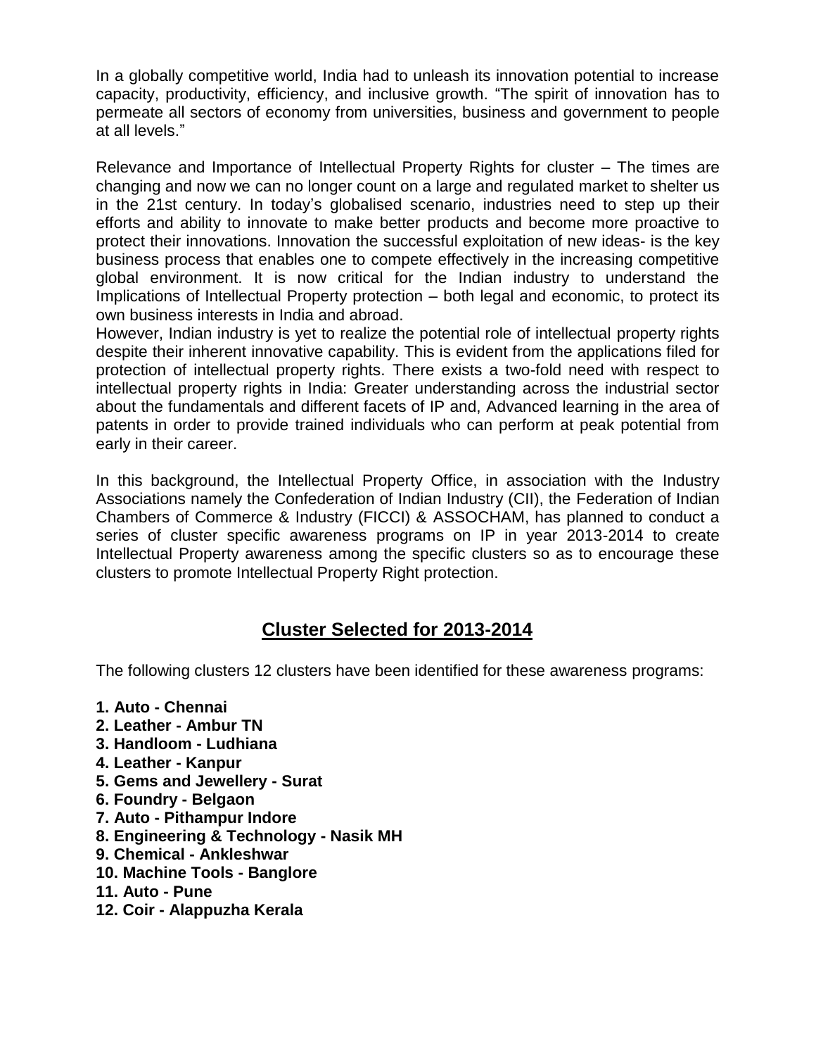In a globally competitive world, India had to unleash its innovation potential to increase capacity, productivity, efficiency, and inclusive growth. "The spirit of innovation has to permeate all sectors of economy from universities, business and government to people at all levels."

Relevance and Importance of Intellectual Property Rights for cluster – The times are changing and now we can no longer count on a large and regulated market to shelter us in the 21st century. In today's globalised scenario, industries need to step up their efforts and ability to innovate to make better products and become more proactive to protect their innovations. Innovation the successful exploitation of new ideas- is the key business process that enables one to compete effectively in the increasing competitive global environment. It is now critical for the Indian industry to understand the Implications of Intellectual Property protection – both legal and economic, to protect its own business interests in India and abroad.
However, Indian industry is yet to realize the potential role of intellectual property rights despite their inherent innovative capability. This is evident from the applications filed for protection of intellectual property rights. There exists a two-fold need with respect to intellectual property rights in India: Greater understanding across the industrial sector about the fundamentals and different facets of IP and, Advanced learning in the area of patents in order to provide trained individuals who can perform at peak potential from early in their career.

In this background, the Intellectual Property Office, in association with the Industry Associations namely the Confederation of Indian Industry (CII), the Federation of Indian Chambers of Commerce & Industry (FICCI) & ASSOCHAM, has planned to conduct a series of cluster specific awareness programs on IP in year 2013-2014 to create Intellectual Property awareness among the specific clusters so as to encourage these clusters to promote Intellectual Property Right protection.

## Cluster Selected for 2013-2014

The following clusters 12 clusters have been identified for these awareness programs:

**1. Auto - Chennai**
**2. Leather - Ambur TN**
**3. Handloom - Ludhiana**
**4. Leather - Kanpur**
**5. Gems and Jewellery - Surat**
**6. Foundry - Belgaon**
**7. Auto - Pithampur Indore**
**8. Engineering & Technology - Nasik MH**
**9. Chemical - Ankleshwar**
**10. Machine Tools - Banglore**
**11. Auto - Pune**
**12. Coir - Alappuzha Kerala**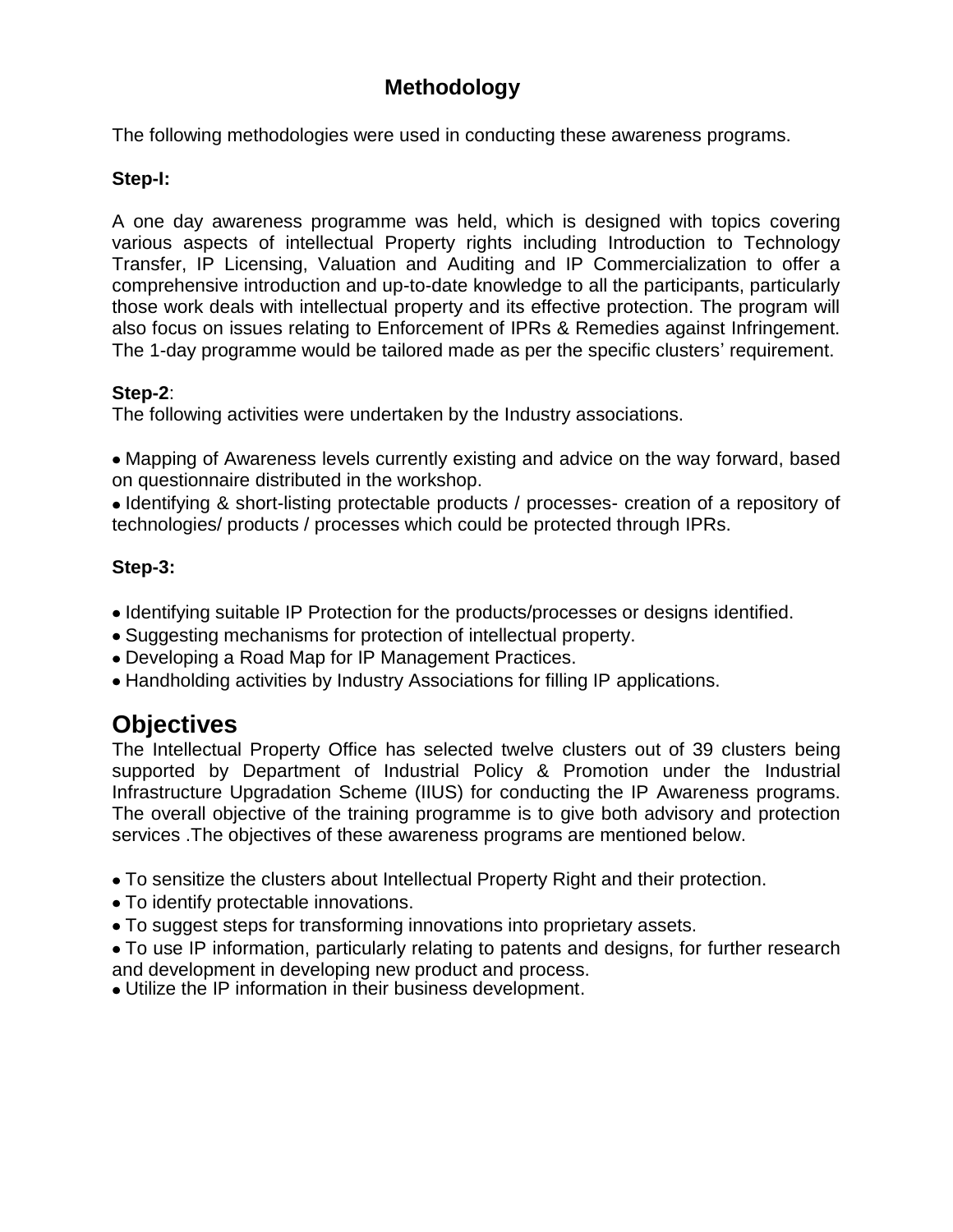## Methodology

The following methodologies were used in conducting these awareness programs.

**Step-I:**

A one day awareness programme was held, which is designed with topics covering various aspects of intellectual Property rights including Introduction to Technology Transfer, IP Licensing, Valuation and Auditing and IP Commercialization to offer a comprehensive introduction and up-to-date knowledge to all the participants, particularly those work deals with intellectual property and its effective protection. The program will also focus on issues relating to Enforcement of IPRs & Remedies against Infringement. The 1-day programme would be tailored made as per the specific clusters' requirement.

**Step-2**:
The following activities were undertaken by the Industry associations.

- Mapping of Awareness levels currently existing and advice on the way forward, based on questionnaire distributed in the workshop.
- Identifying & short-listing protectable products / processes- creation of a repository of technologies/ products / processes which could be protected through IPRs.

**Step-3:**

- Identifying suitable IP Protection for the products/processes or designs identified.
- Suggesting mechanisms for protection of intellectual property.
- Developing a Road Map for IP Management Practices.
- Handholding activities by Industry Associations for filling IP applications.

## Objectives

The Intellectual Property Office has selected twelve clusters out of 39 clusters being supported by Department of Industrial Policy & Promotion under the Industrial Infrastructure Upgradation Scheme (IIUS) for conducting the IP Awareness programs. The overall objective of the training programme is to give both advisory and protection services .The objectives of these awareness programs are mentioned below.

- To sensitize the clusters about Intellectual Property Right and their protection.
- To identify protectable innovations.
- To suggest steps for transforming innovations into proprietary assets.
- To use IP information, particularly relating to patents and designs, for further research and development in developing new product and process.
- Utilize the IP information in their business development.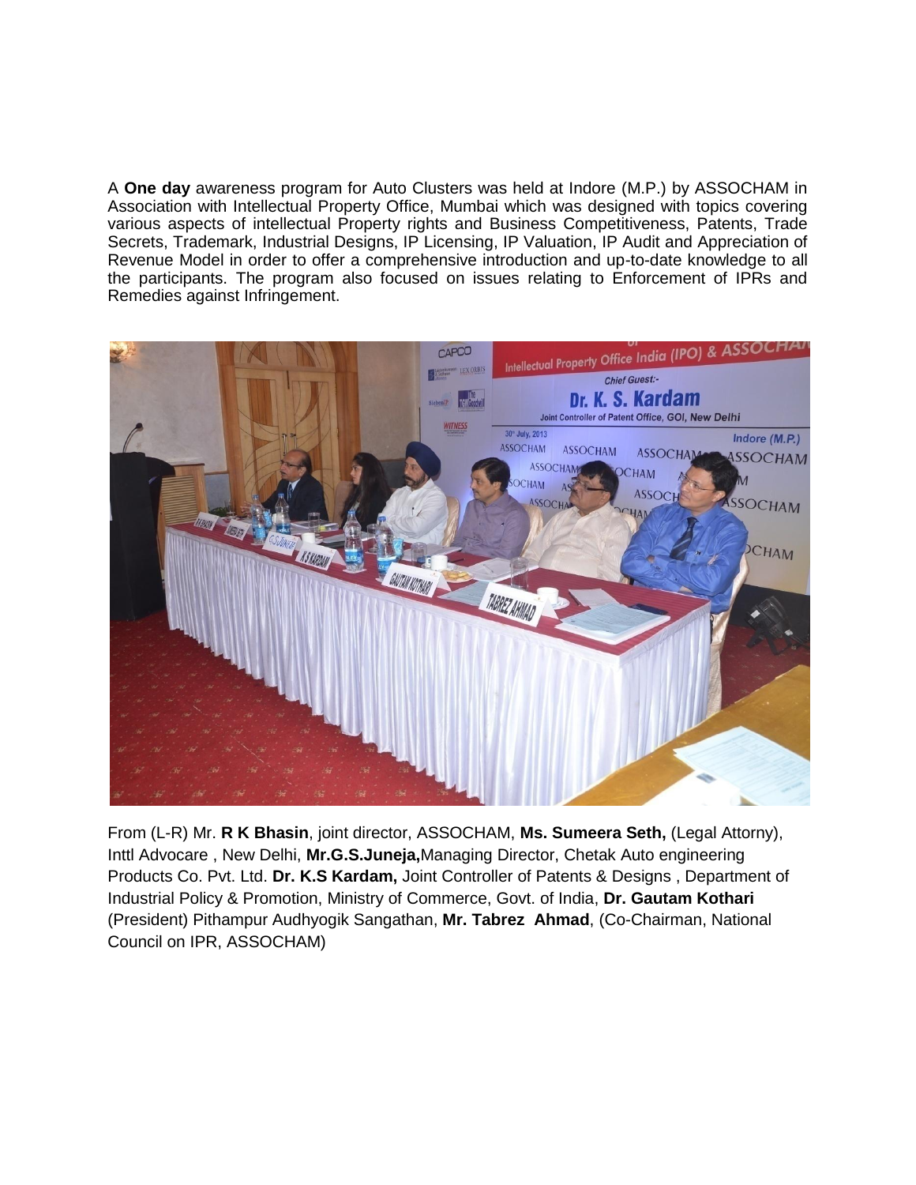A **One day** awareness program for Auto Clusters was held at Indore (M.P.) by ASSOCHAM in Association with Intellectual Property Office, Mumbai which was designed with topics covering various aspects of intellectual Property rights and Business Competitiveness, Patents, Trade Secrets, Trademark, Industrial Designs, IP Licensing, IP Valuation, IP Audit and Appreciation of Revenue Model in order to offer a comprehensive introduction and up-to-date knowledge to all the participants. The program also focused on issues relating to Enforcement of IPRs and Remedies against Infringement.

From (L-R) Mr. **R K Bhasin**, joint director, ASSOCHAM, **Ms. Sumeera Seth,** (Legal Attorny), Inttl Advocare , New Delhi, **Mr.G.S.Juneja,**Managing Director, Chetak Auto engineering Products Co. Pvt. Ltd. **Dr. K.S Kardam,** Joint Controller of Patents & Designs , Department of Industrial Policy & Promotion, Ministry of Commerce, Govt. of India, **Dr. Gautam Kothari** (President) Pithampur Audhyogik Sangathan, **Mr. Tabrez Ahmad**, (Co-Chairman, National Council on IPR, ASSOCHAM)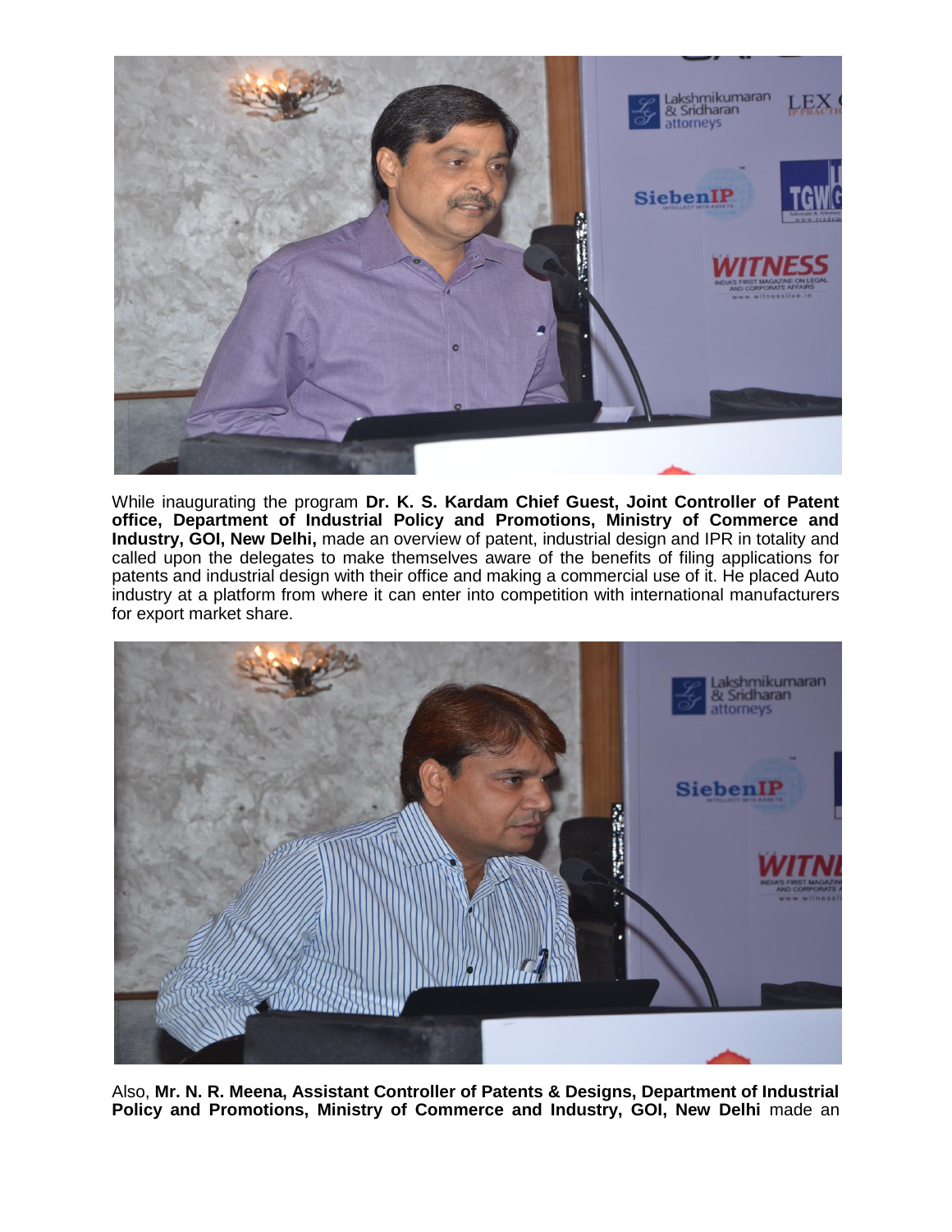While inaugurating the program **Dr. K. S. Kardam Chief Guest, Joint Controller of Patent office, Department of Industrial Policy and Promotions, Ministry of Commerce and Industry, GOI, New Delhi,** made an overview of patent, industrial design and IPR in totality and called upon the delegates to make themselves aware of the benefits of filing applications for patents and industrial design with their office and making a commercial use of it. He placed Auto industry at a platform from where it can enter into competition with international manufacturers for export market share.

Also, **Mr. N. R. Meena, Assistant Controller of Patents & Designs, Department of Industrial Policy and Promotions, Ministry of Commerce and Industry, GOI, New Delhi** made an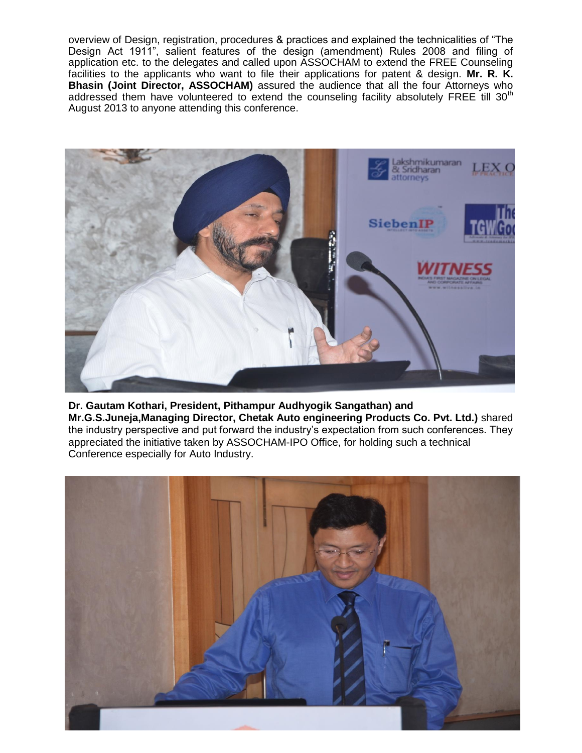overview of Design, registration, procedures & practices and explained the technicalities of "The Design Act 1911", salient features of the design (amendment) Rules 2008 and filing of application etc. to the delegates and called upon ASSOCHAM to extend the FREE Counseling facilities to the applicants who want to file their applications for patent & design. **Mr. R. K. Bhasin (Joint Director, ASSOCHAM)** assured the audience that all the four Attorneys who addressed them have volunteered to extend the counseling facility absolutely FREE till 30th August 2013 to anyone attending this conference.

**Dr. Gautam Kothari, President, Pithampur Audhyogik Sangathan) and Mr.G.S.Juneja,Managing Director, Chetak Auto engineering Products Co. Pvt. Ltd.)** shared the industry perspective and put forward the industry's expectation from such conferences. They appreciated the initiative taken by ASSOCHAM-IPO Office, for holding such a technical Conference especially for Auto Industry.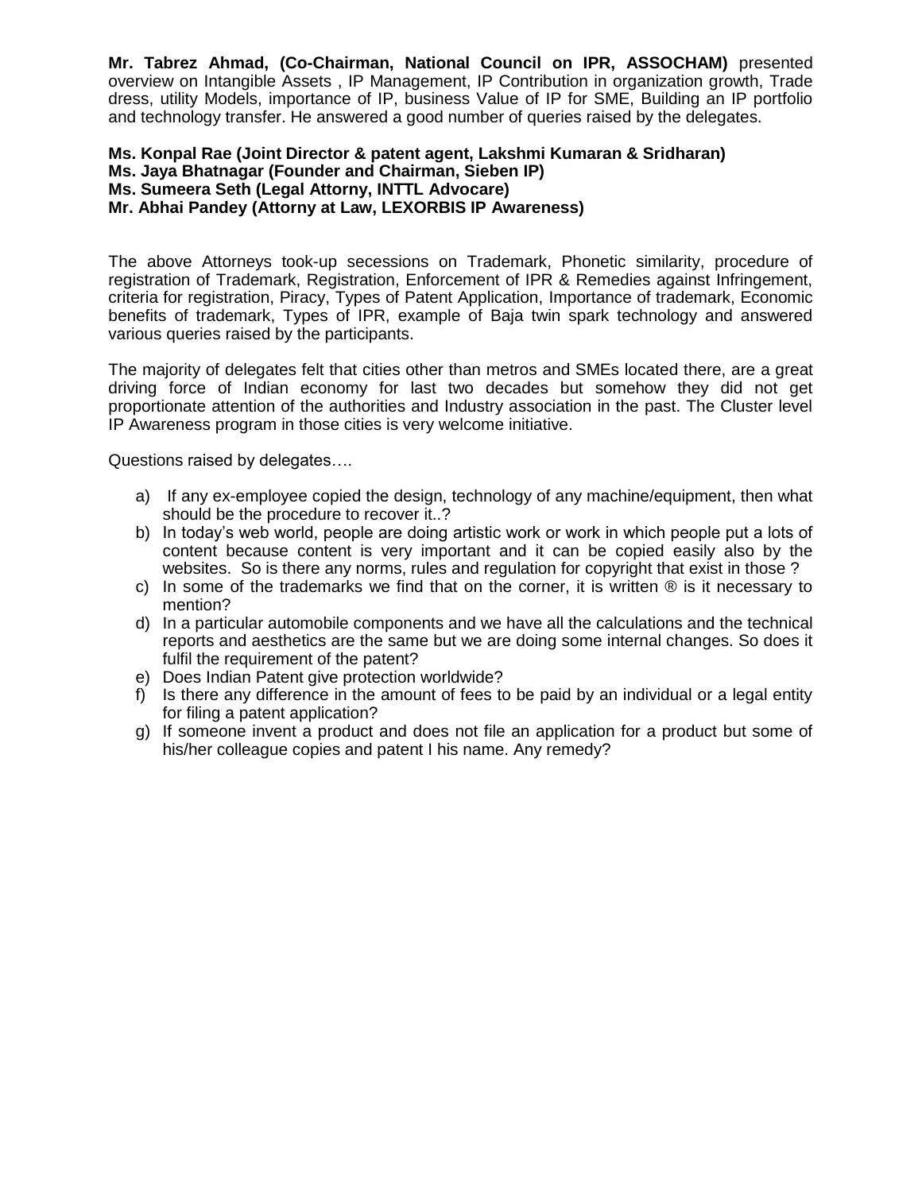**Mr. Tabrez Ahmad, (Co-Chairman, National Council on IPR, ASSOCHAM)** presented overview on Intangible Assets , IP Management, IP Contribution in organization growth, Trade dress, utility Models, importance of IP, business Value of IP for SME, Building an IP portfolio and technology transfer. He answered a good number of queries raised by the delegates.

**Ms. Konpal Rae (Joint Director & patent agent, Lakshmi Kumaran & Sridharan)**
**Ms. Jaya Bhatnagar (Founder and Chairman, Sieben IP)**
**Ms. Sumeera Seth (Legal Attorny, INTTL Advocare)**
**Mr. Abhai Pandey (Attorny at Law, LEXORBIS IP Awareness)**

The above Attorneys took-up secessions on Trademark, Phonetic similarity, procedure of registration of Trademark, Registration, Enforcement of IPR & Remedies against Infringement, criteria for registration, Piracy, Types of Patent Application, Importance of trademark, Economic benefits of trademark, Types of IPR, example of Baja twin spark technology and answered various queries raised by the participants.

The majority of delegates felt that cities other than metros and SMEs located there, are a great driving force of Indian economy for last two decades but somehow they did not get proportionate attention of the authorities and Industry association in the past. The Cluster level IP Awareness program in those cities is very welcome initiative.

Questions raised by delegates….

a) If any ex-employee copied the design, technology of any machine/equipment, then what should be the procedure to recover it..?
b) In today's web world, people are doing artistic work or work in which people put a lots of content because content is very important and it can be copied easily also by the websites. So is there any norms, rules and regulation for copyright that exist in those ?
c) In some of the trademarks we find that on the corner, it is written ® is it necessary to mention?
d) In a particular automobile components and we have all the calculations and the technical reports and aesthetics are the same but we are doing some internal changes. So does it fulfil the requirement of the patent?
e) Does Indian Patent give protection worldwide?
f) Is there any difference in the amount of fees to be paid by an individual or a legal entity for filing a patent application?
g) If someone invent a product and does not file an application for a product but some of his/her colleague copies and patent I his name. Any remedy?